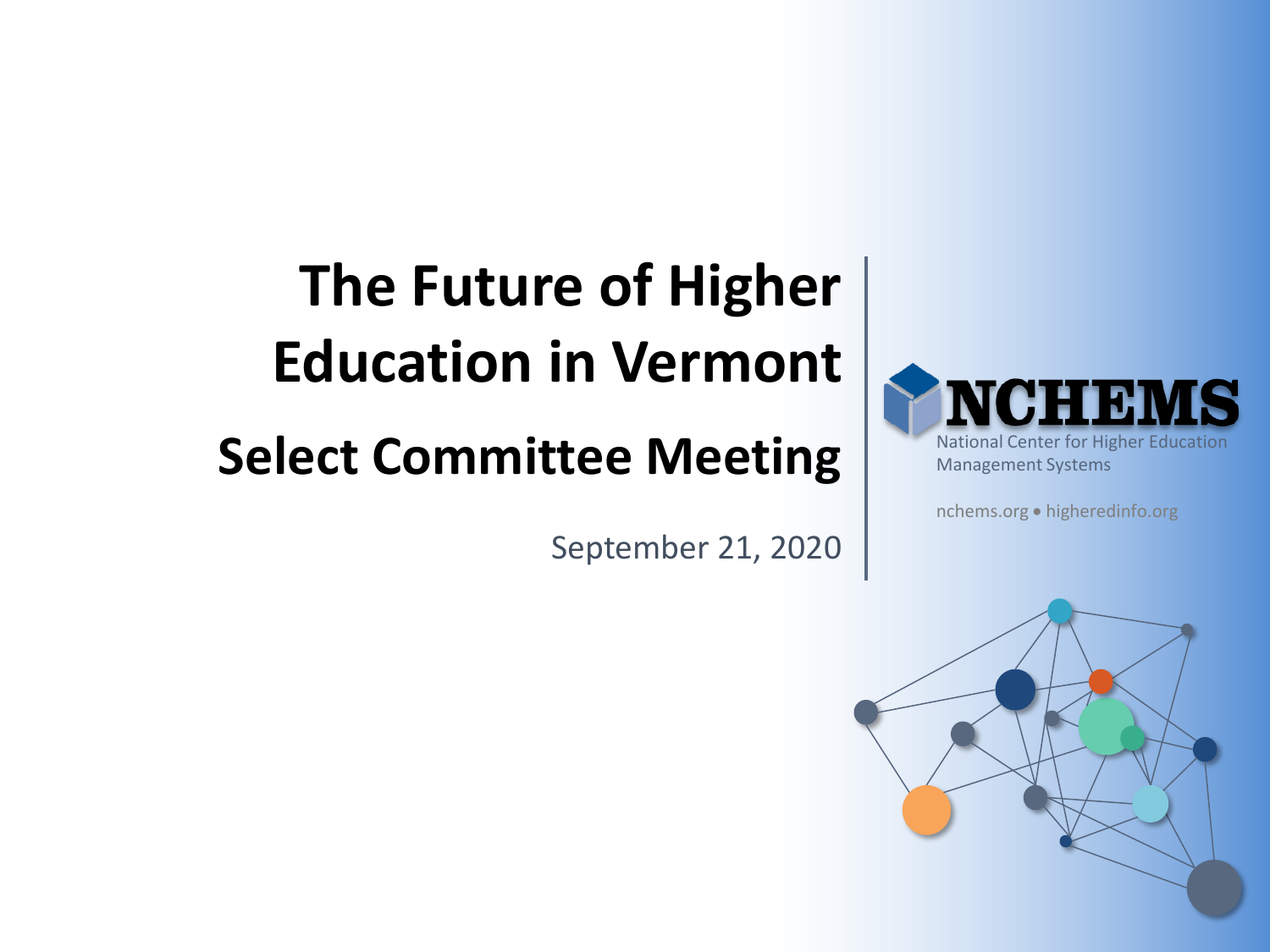# The Future of Higher Education in Vermont

## Select Committee Meeting

September 21, 2020

NCHEMS

National Center for Higher Education Management Systems

nchems.org • higheredinfo.org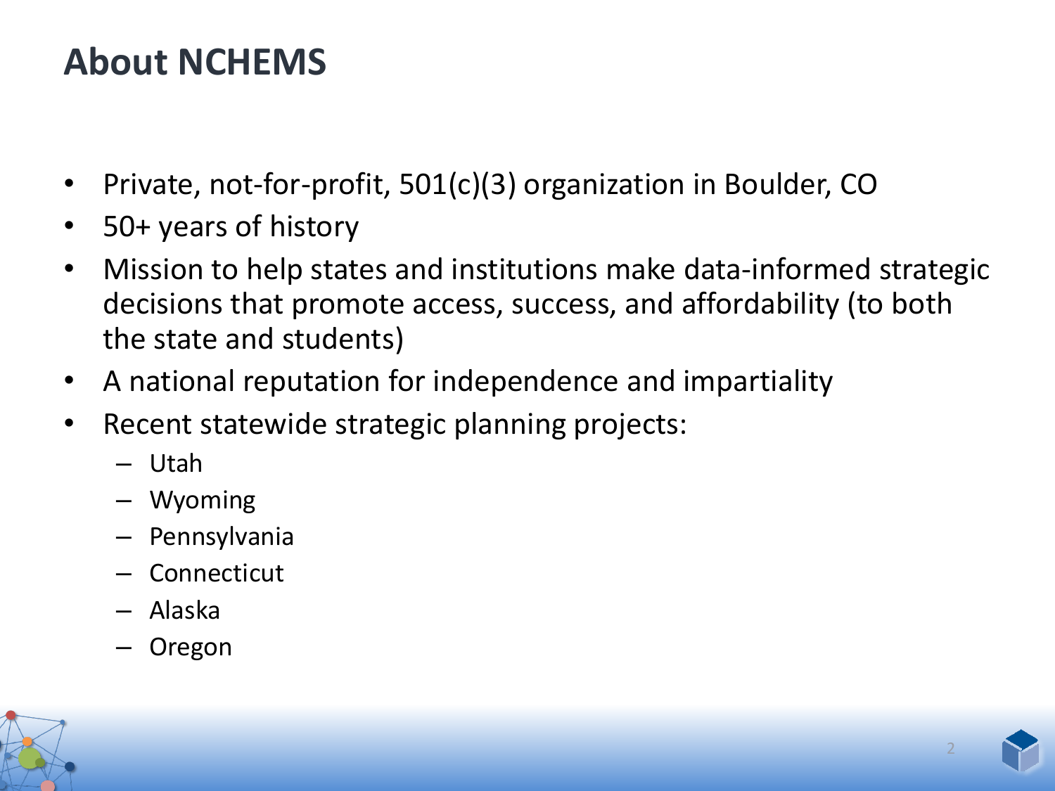# About NCHEMS

- Private, not-for-profit, 501(c)(3) organization in Boulder, CO
- 50+ years of history
- Mission to help states and institutions make data-informed strategic decisions that promote access, success, and affordability (to both the state and students)
- A national reputation for independence and impartiality
- Recent statewide strategic planning projects:
  - Utah
  - Wyoming
  - Pennsylvania
  - Connecticut
  - Alaska
  - Oregon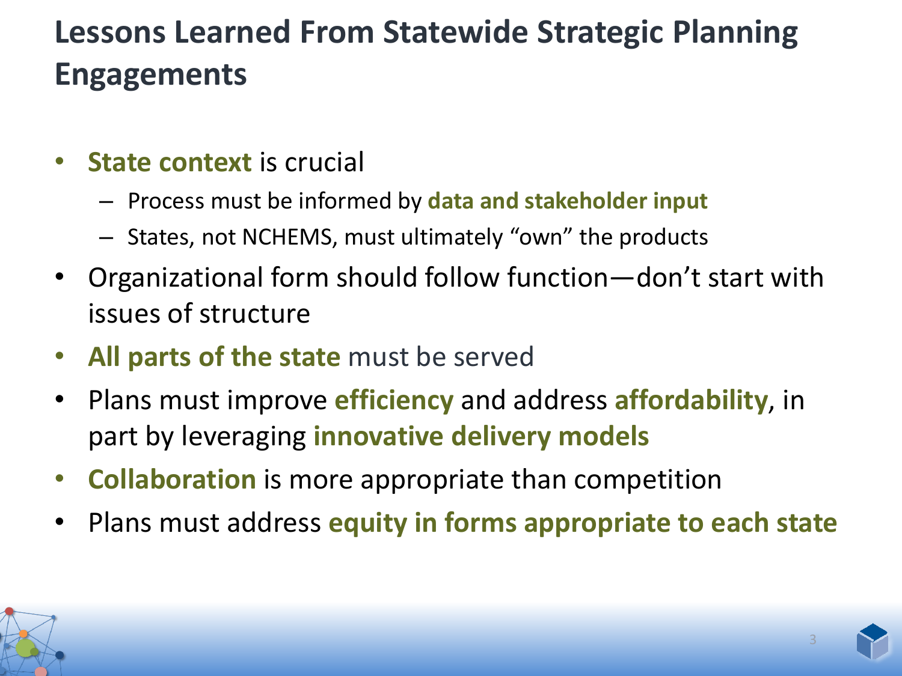# Lessons Learned From Statewide Strategic Planning Engagements

- **State context** is crucial
  - Process must be informed by **data and stakeholder input**
  - States, not NCHEMS, must ultimately "own" the products
- Organizational form should follow function—don't start with issues of structure
- **All parts of the state** must be served
- Plans must improve **efficiency** and address **affordability**, in part by leveraging **innovative delivery models**
- **Collaboration** is more appropriate than competition
- Plans must address **equity in forms appropriate to each state**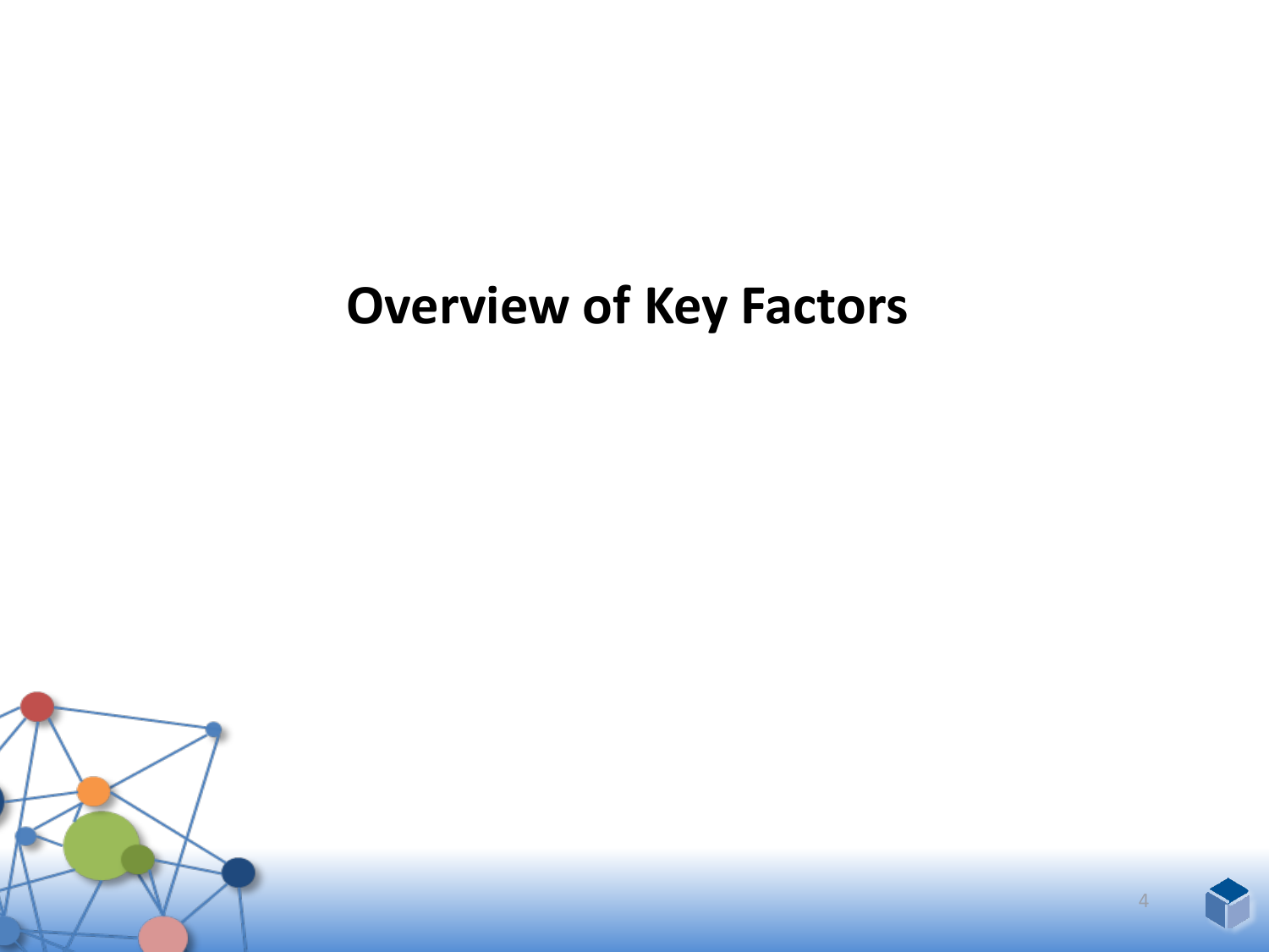# Overview of Key Factors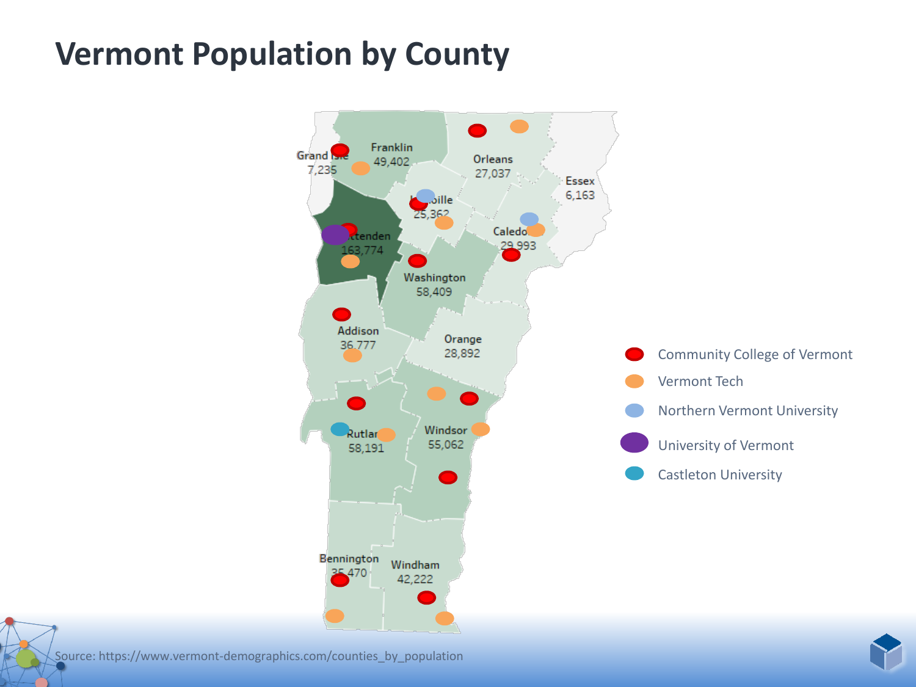# Vermont Population by County

| County | Population |
|---|---|
| Grand Isle | 7,235 |
| Franklin | 49,402 |
| Orleans | 27,037 |
| Essex | 6,163 |
| Lamoille | 25,362 |
| Chittenden | 163,774 |
| Caledonia | 29,993 |
| Washington | 58,409 |
| Addison | 36,777 |
| Orange | 28,892 |
| Rutland | 58,191 |
| Windsor | 55,062 |
| Bennington | 35,470 |
| Windham | 42,222 |

- Community College of Vermont
- Vermont Tech
- Northern Vermont University
- University of Vermont
- Castleton University

Source: https://www.vermont-demographics.com/counties_by_population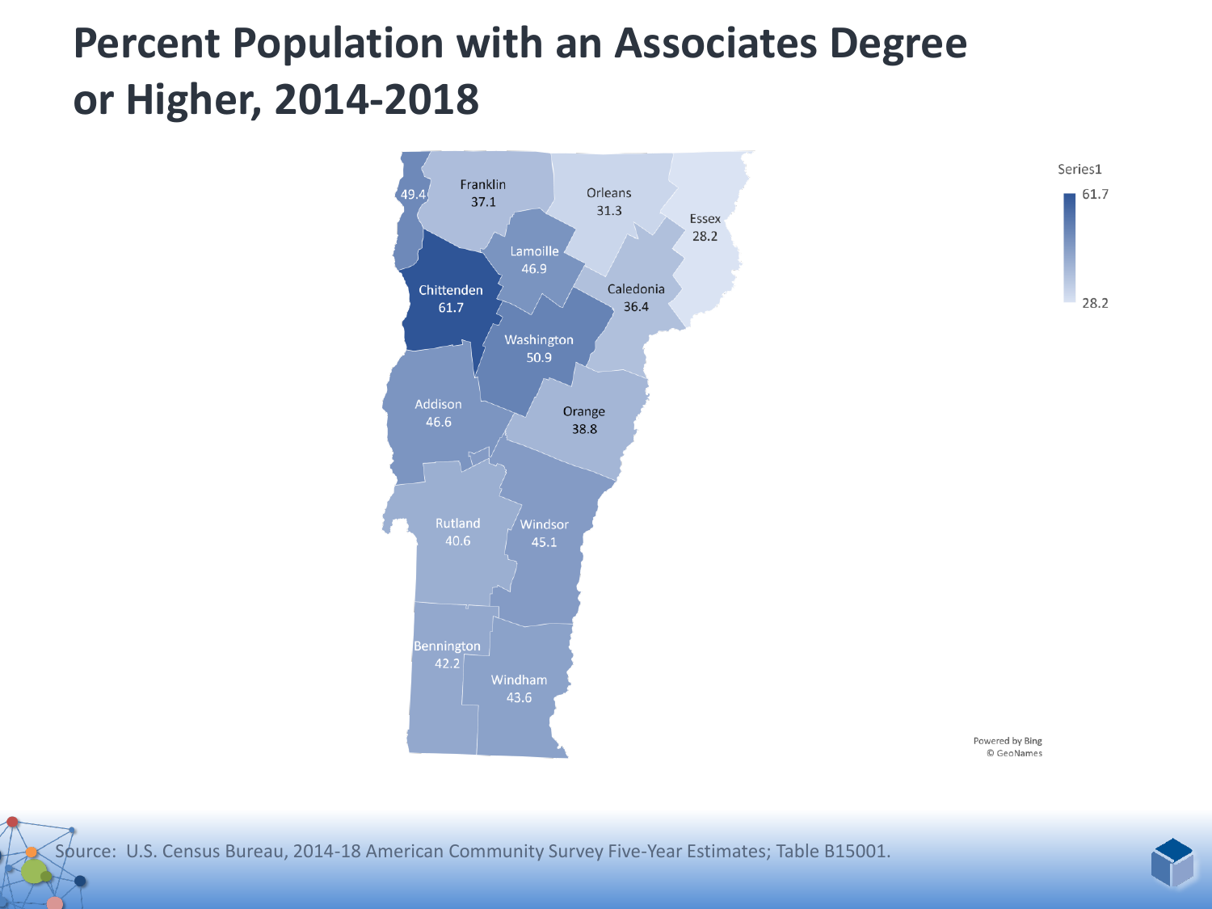# Percent Population with an Associates Degree or Higher, 2014-2018

Series1

61.7

28.2

Franklin 37.1

49.4

Orleans 31.3

Essex 28.2

Lamoille 46.9

Chittenden 61.7

Caledonia 36.4

Washington 50.9

Addison 46.6

Orange 38.8

Rutland 40.6

Windsor 45.1

Bennington 42.2

Windham 43.6

Powered by Bing
© GeoNames

Source: U.S. Census Bureau, 2014-18 American Community Survey Five-Year Estimates; Table B15001.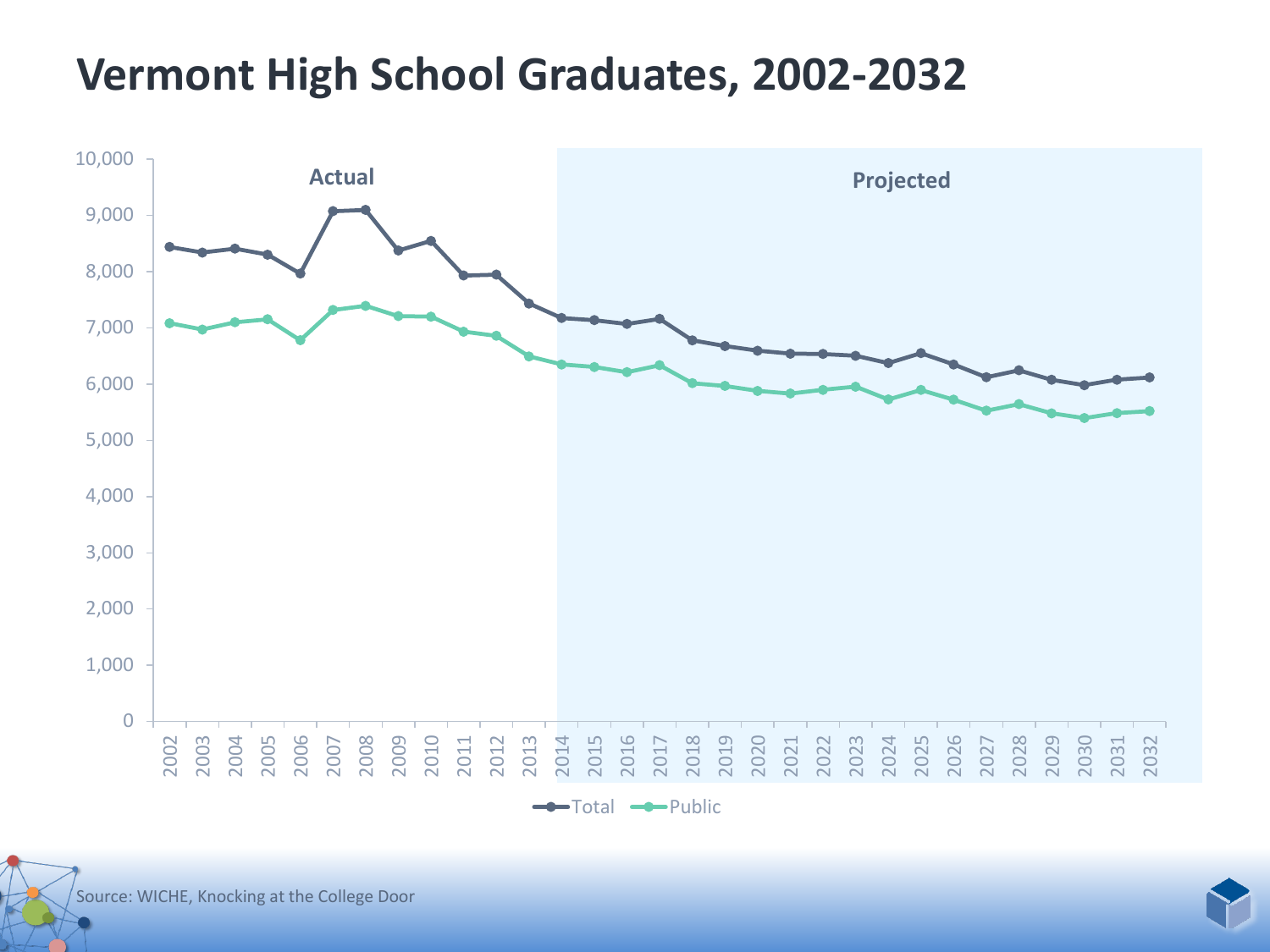# Vermont High School Graduates, 2002-2032

Source: WICHE, Knocking at the College Door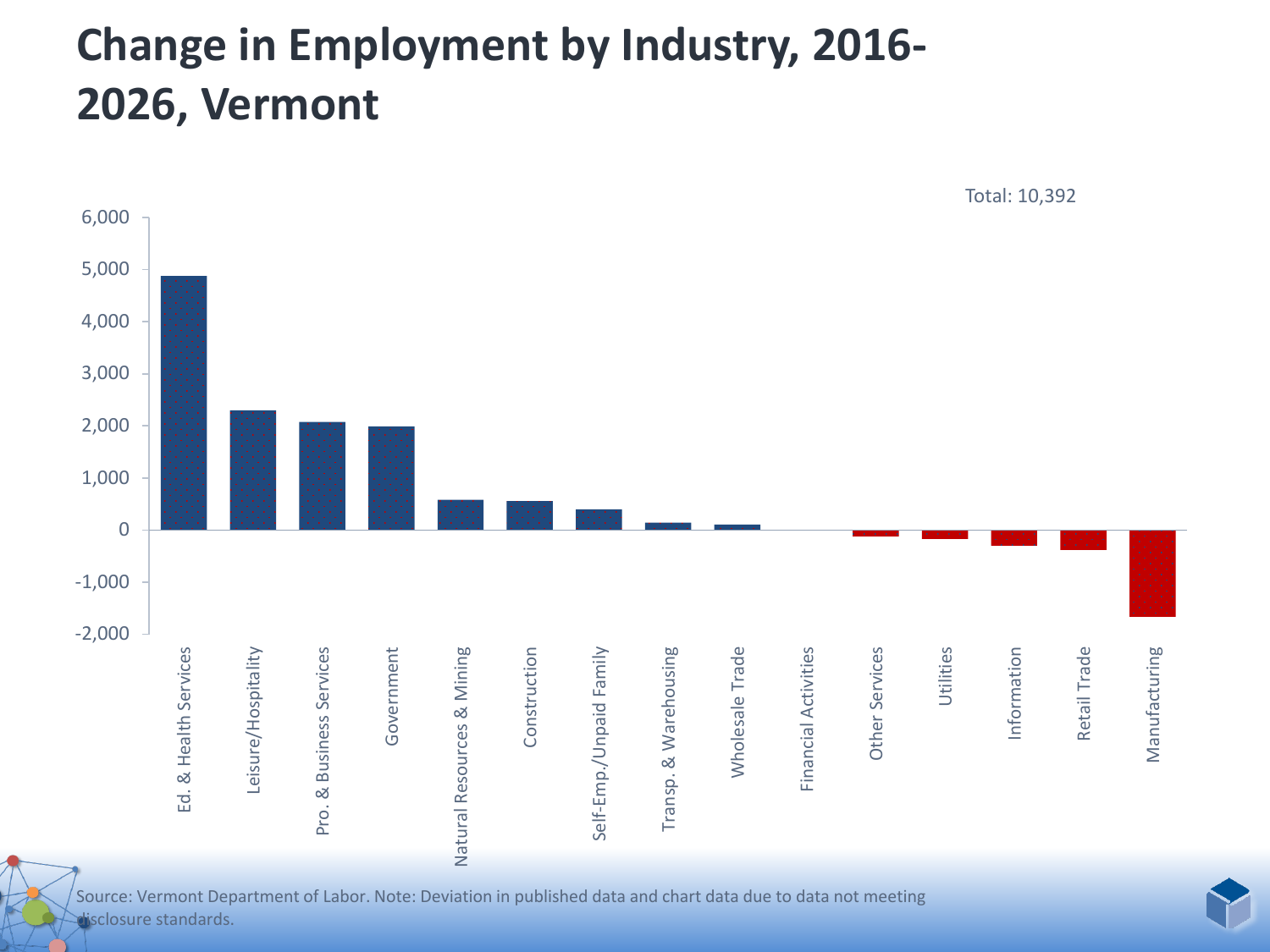# Change in Employment by Industry, 2016-2026, Vermont

Total: 10,392

| Industry | Change |
|---|---|
| Ed. & Health Services | ~4,880 |
| Leisure/Hospitality | ~2,300 |
| Pro. & Business Services | ~2,070 |
| Government | ~1,990 |
| Natural Resources & Mining | ~580 |
| Construction | ~560 |
| Self-Emp./Unpaid Family | ~400 |
| Transp. & Warehousing | ~140 |
| Wholesale Trade | ~100 |
| Financial Activities | ~0 |
| Other Services | ~-120 |
| Utilities | ~-170 |
| Information | ~-300 |
| Retail Trade | ~-380 |
| Manufacturing | ~-1,670 |

Source: Vermont Department of Labor. Note: Deviation in published data and chart data due to data not meeting disclosure standards.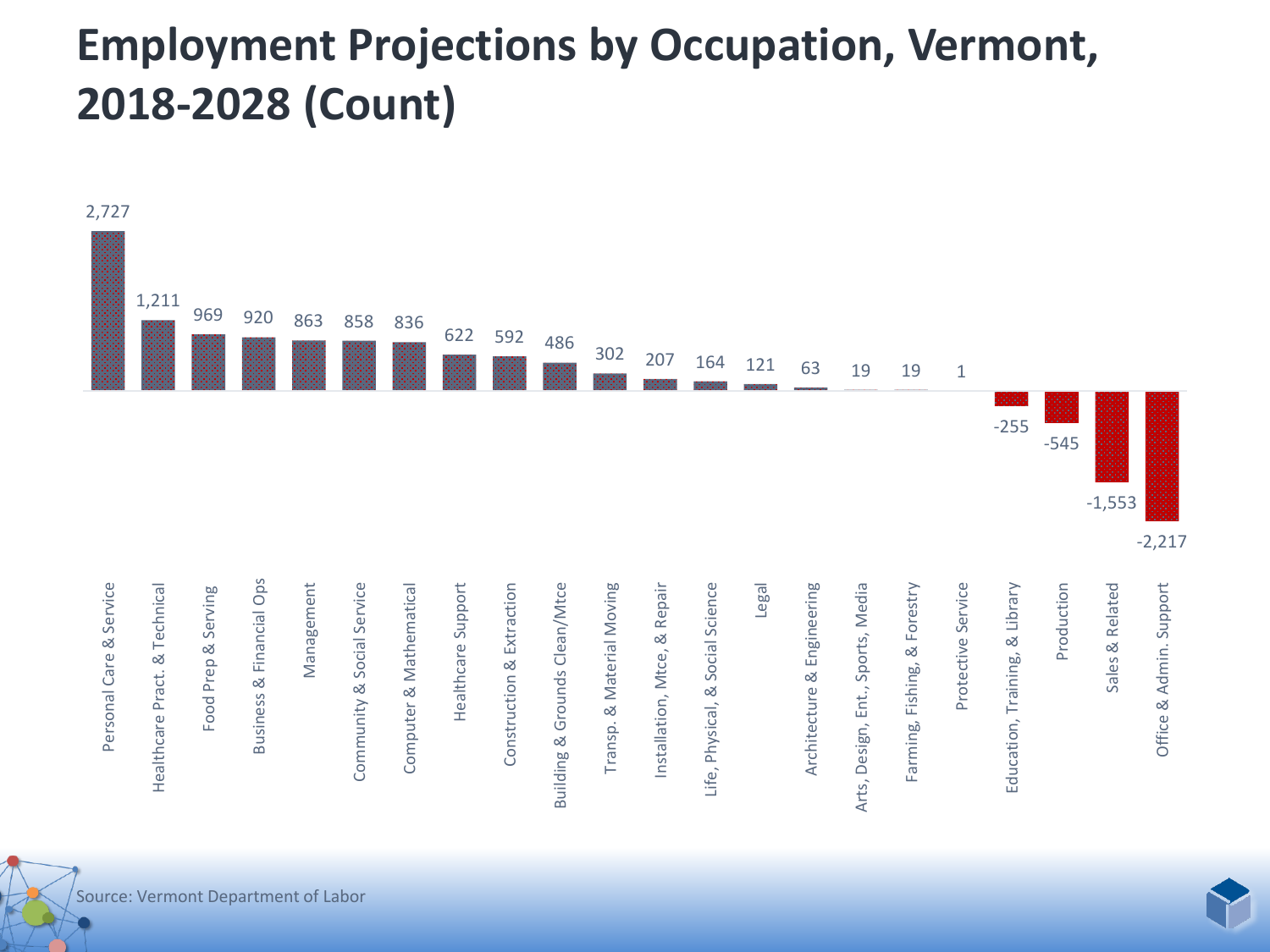# Employment Projections by Occupation, Vermont, 2018-2028 (Count)

| Occupation | Change |
| --- | --- |
| Personal Care & Service | 2,727 |
| Healthcare Pract. & Technical | 1,211 |
| Food Prep & Serving | 969 |
| Business & Financial Ops | 920 |
| Management | 863 |
| Community & Social Service | 858 |
| Computer & Mathematical | 836 |
| Healthcare Support | 622 |
| Construction & Extraction | 592 |
| Building & Grounds Clean/Mtce | 486 |
| Transp. & Material Moving | 302 |
| Installation, Mtce, & Repair | 207 |
| Life, Physical, & Social Science | 164 |
| Legal | 121 |
| Architecture & Engineering | 63 |
| Arts, Design, Ent., Sports, Media | 19 |
| Farming, Fishing, & Forestry | 19 |
| Protective Service | 1 |
| Education, Training, & Library | -255 |
| Production | -545 |
| Sales & Related | -1,553 |
| Office & Admin. Support | -2,217 |

Source: Vermont Department of Labor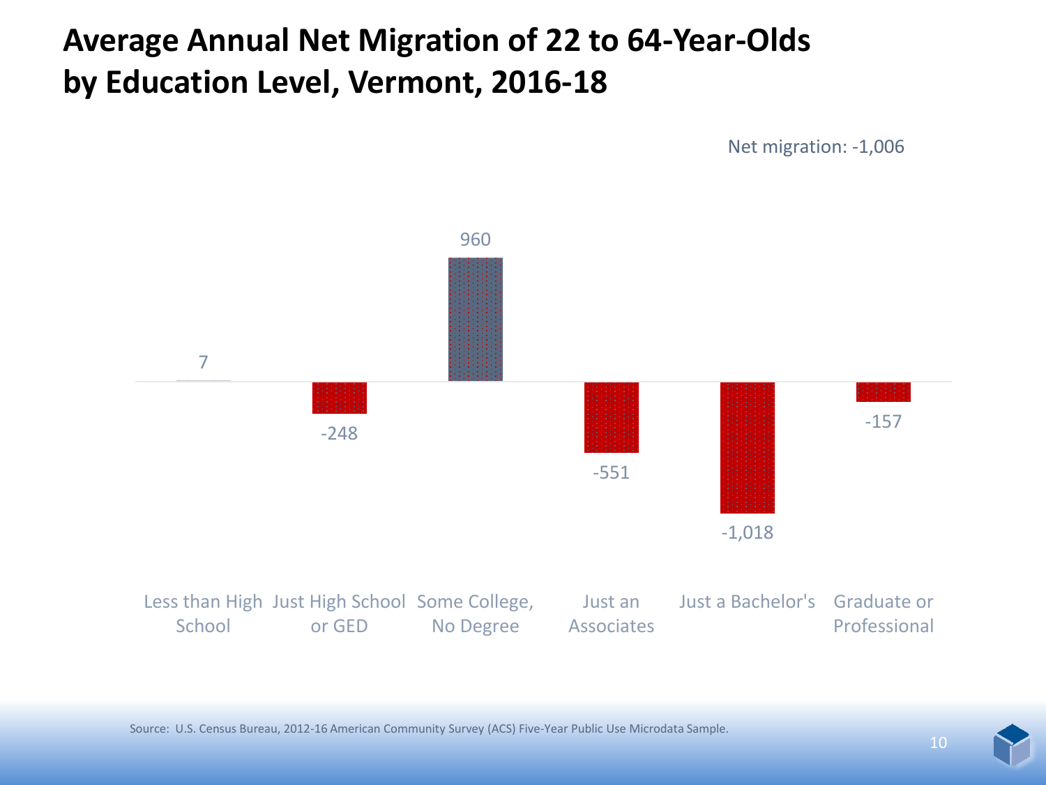# Average Annual Net Migration of 22 to 64-Year-Olds by Education Level, Vermont, 2016-18

Net migration: -1,006

| Education Level | Net Migration |
|---|---|
| Less than High School | 7 |
| Just High School or GED | -248 |
| Some College, No Degree | 960 |
| Just an Associates | -551 |
| Just a Bachelor's | -1,018 |
| Graduate or Professional | -157 |

Source: U.S. Census Bureau, 2012-16 American Community Survey (ACS) Five-Year Public Use Microdata Sample.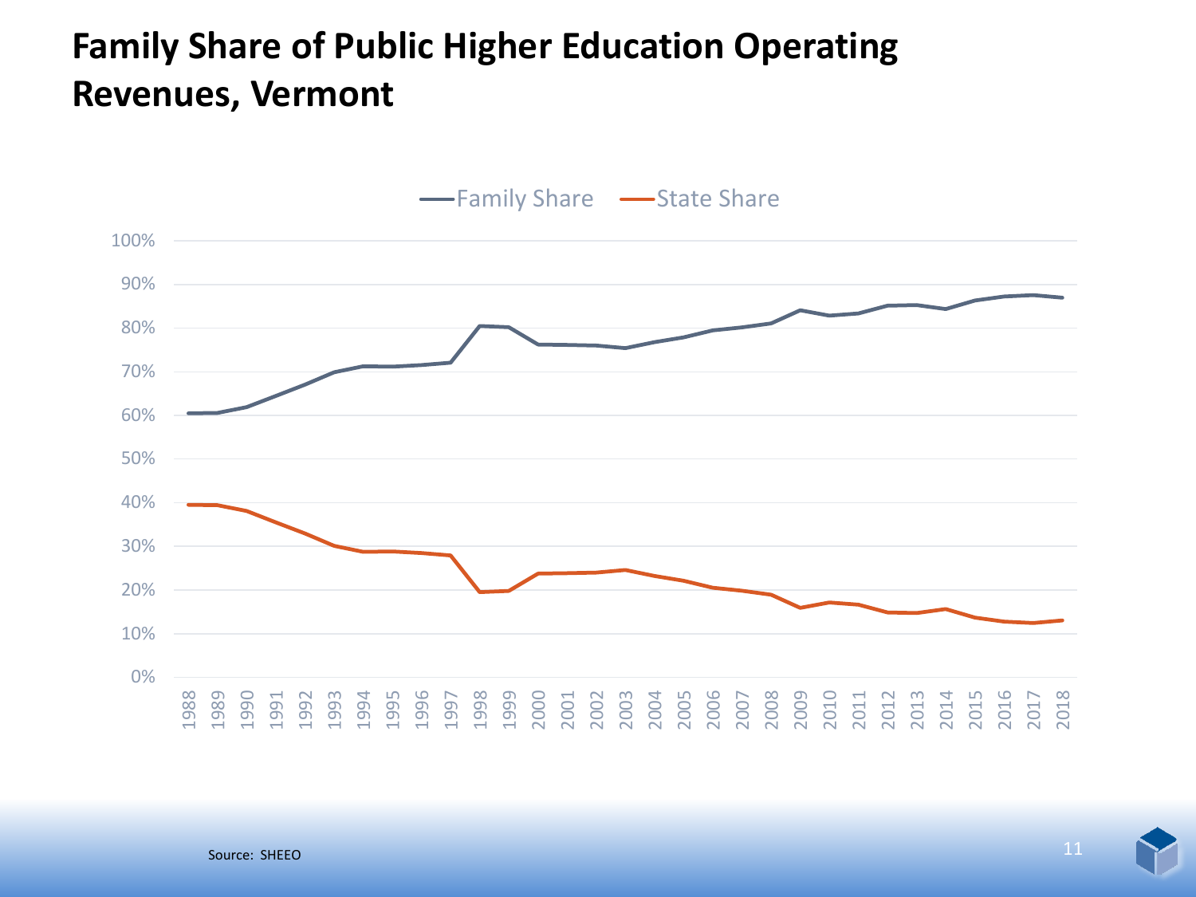# Family Share of Public Higher Education Operating Revenues, Vermont

Source: SHEEO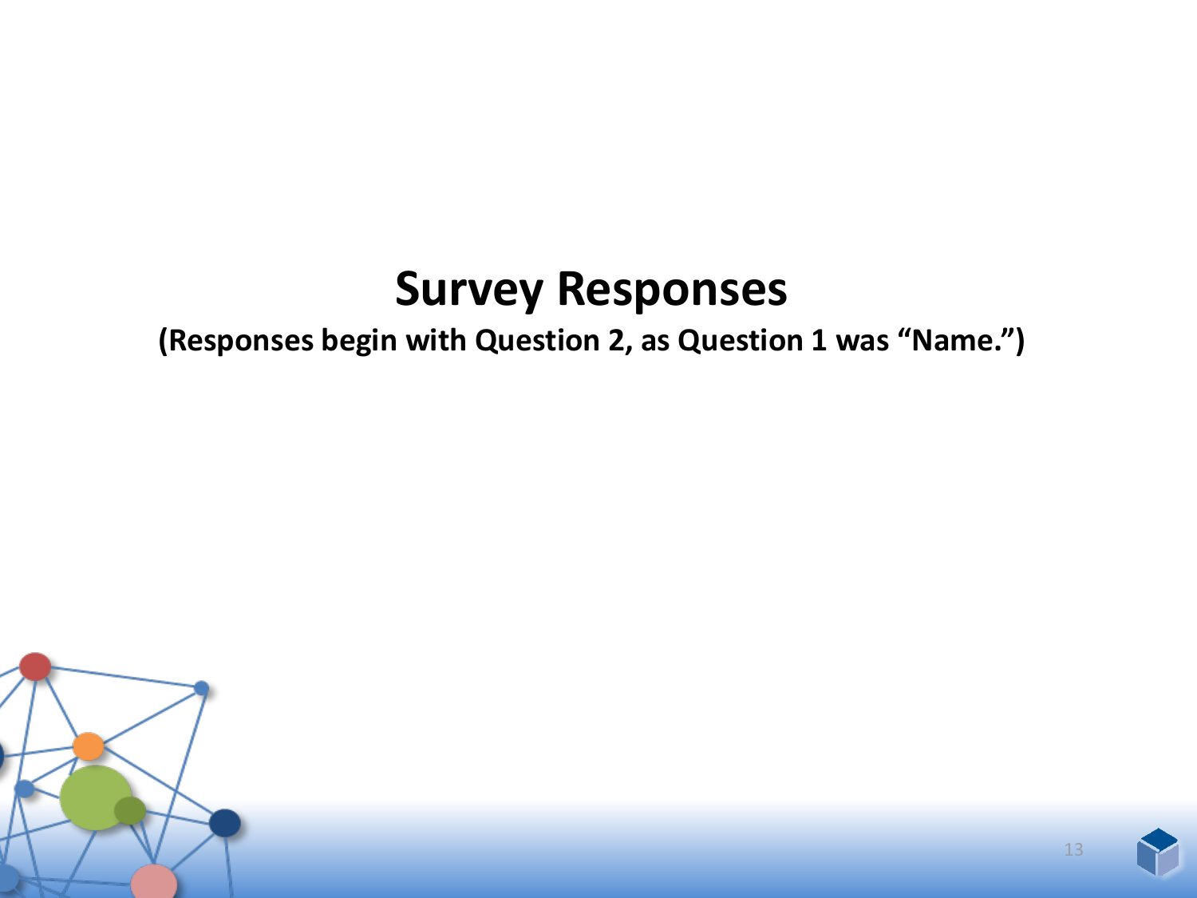# Survey Responses

**(Responses begin with Question 2, as Question 1 was “Name.”)**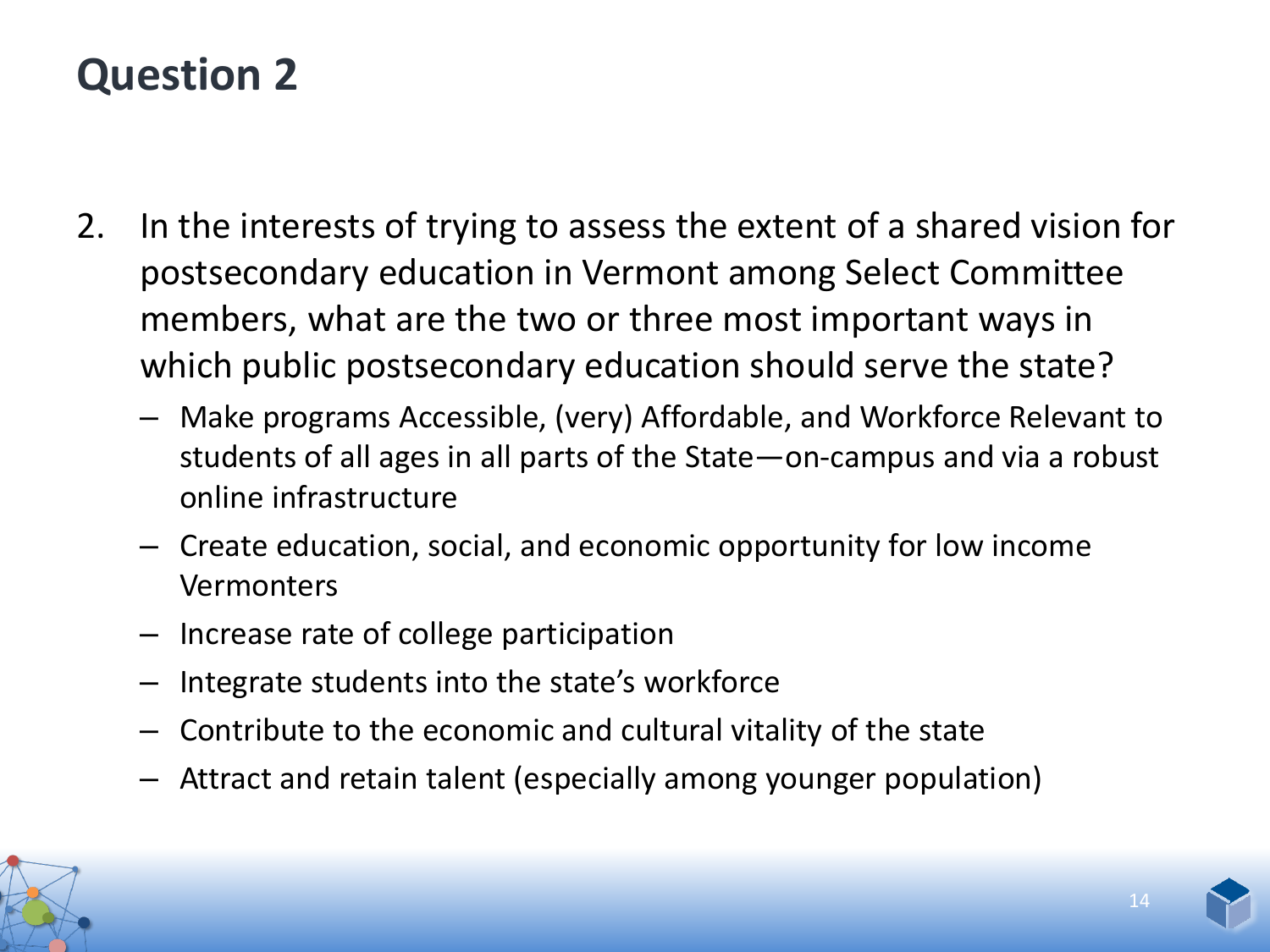# Question 2

2. In the interests of trying to assess the extent of a shared vision for postsecondary education in Vermont among Select Committee members, what are the two or three most important ways in which public postsecondary education should serve the state?
   - Make programs Accessible, (very) Affordable, and Workforce Relevant to students of all ages in all parts of the State—on-campus and via a robust online infrastructure
   - Create education, social, and economic opportunity for low income Vermonters
   - Increase rate of college participation
   - Integrate students into the state's workforce
   - Contribute to the economic and cultural vitality of the state
   - Attract and retain talent (especially among younger population)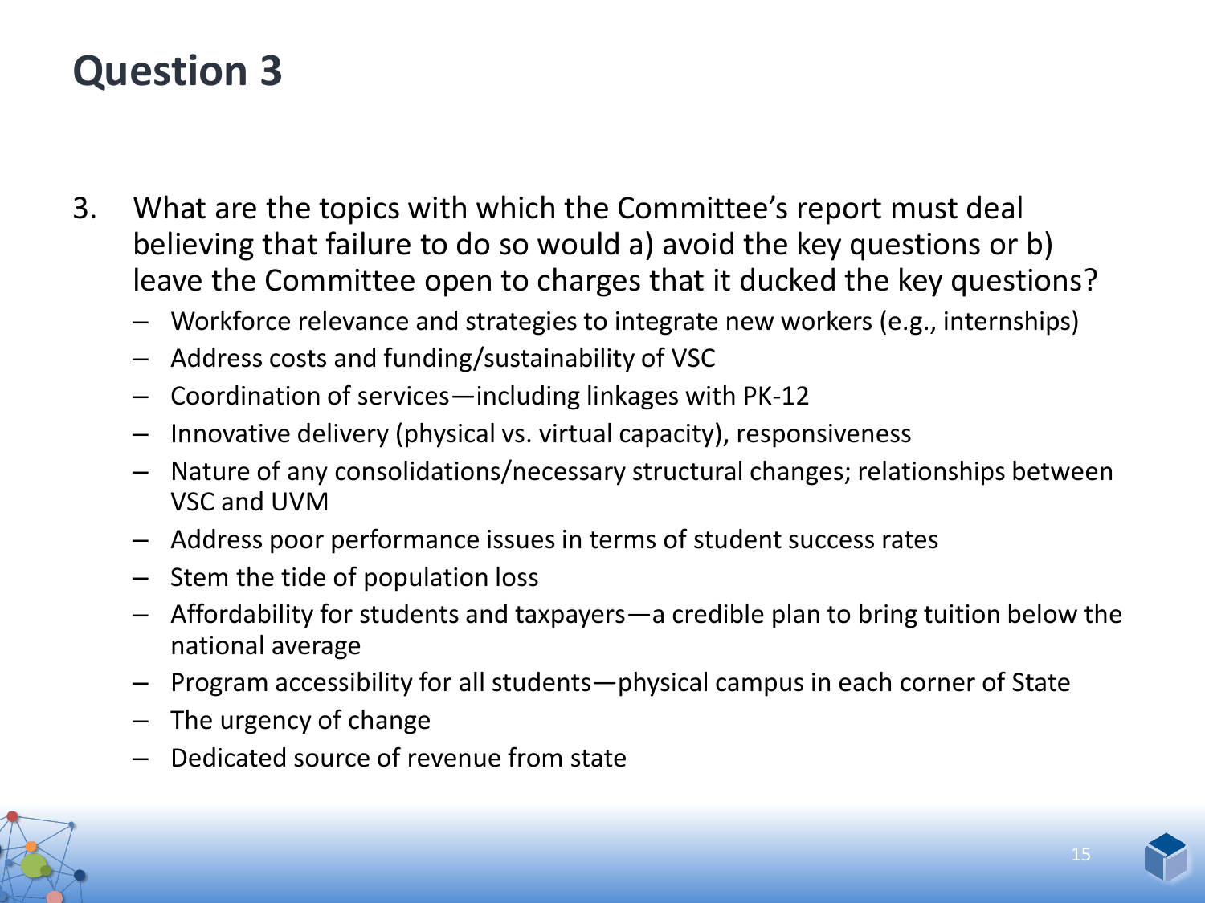# Question 3

3. What are the topics with which the Committee's report must deal believing that failure to do so would a) avoid the key questions or b) leave the Committee open to charges that it ducked the key questions?
   - Workforce relevance and strategies to integrate new workers (e.g., internships)
   - Address costs and funding/sustainability of VSC
   - Coordination of services—including linkages with PK-12
   - Innovative delivery (physical vs. virtual capacity), responsiveness
   - Nature of any consolidations/necessary structural changes; relationships between VSC and UVM
   - Address poor performance issues in terms of student success rates
   - Stem the tide of population loss
   - Affordability for students and taxpayers—a credible plan to bring tuition below the national average
   - Program accessibility for all students—physical campus in each corner of State
   - The urgency of change
   - Dedicated source of revenue from state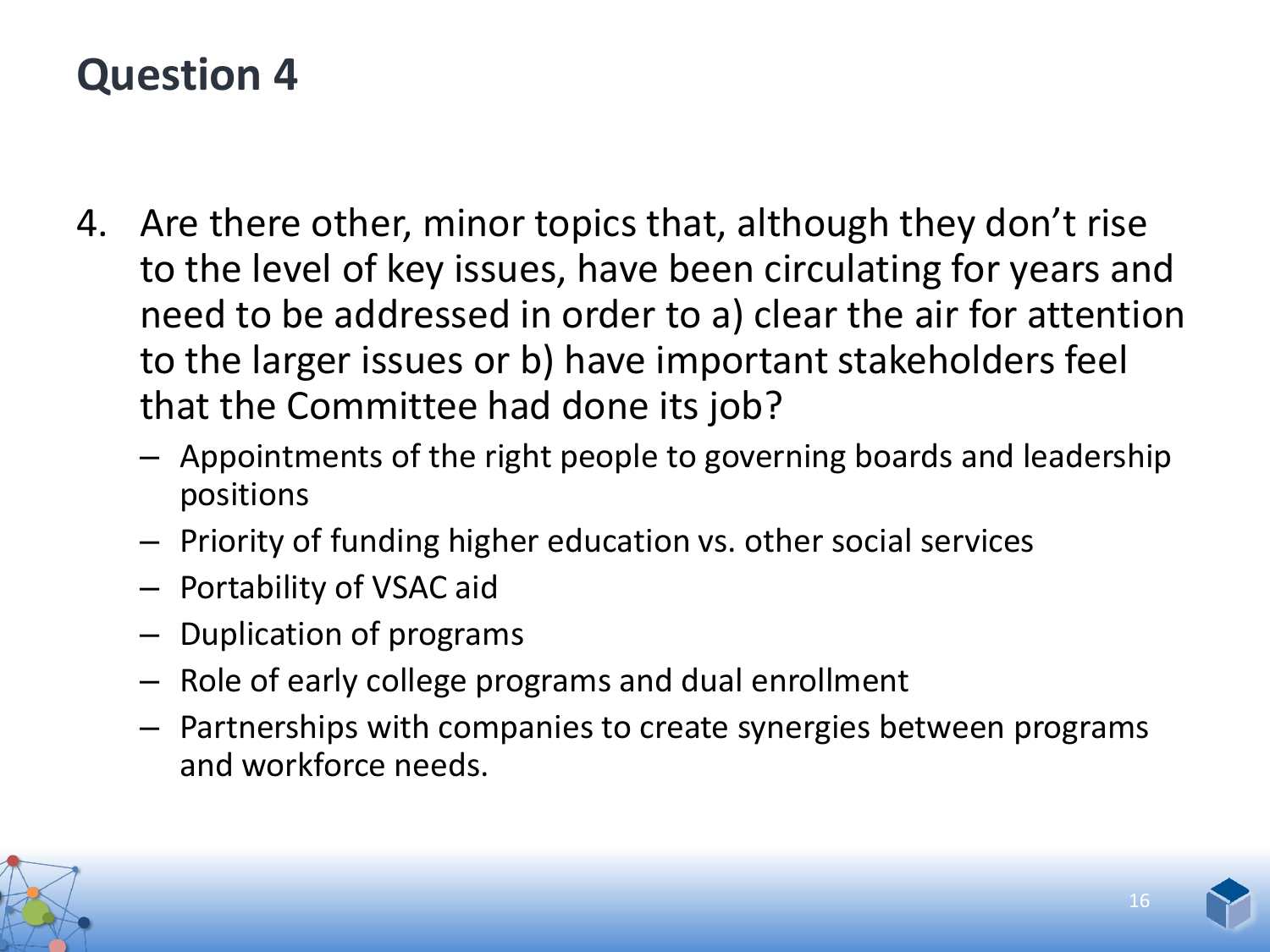# Question 4

4. Are there other, minor topics that, although they don't rise to the level of key issues, have been circulating for years and need to be addressed in order to a) clear the air for attention to the larger issues or b) have important stakeholders feel that the Committee had done its job?
   - Appointments of the right people to governing boards and leadership positions
   - Priority of funding higher education vs. other social services
   - Portability of VSAC aid
   - Duplication of programs
   - Role of early college programs and dual enrollment
   - Partnerships with companies to create synergies between programs and workforce needs.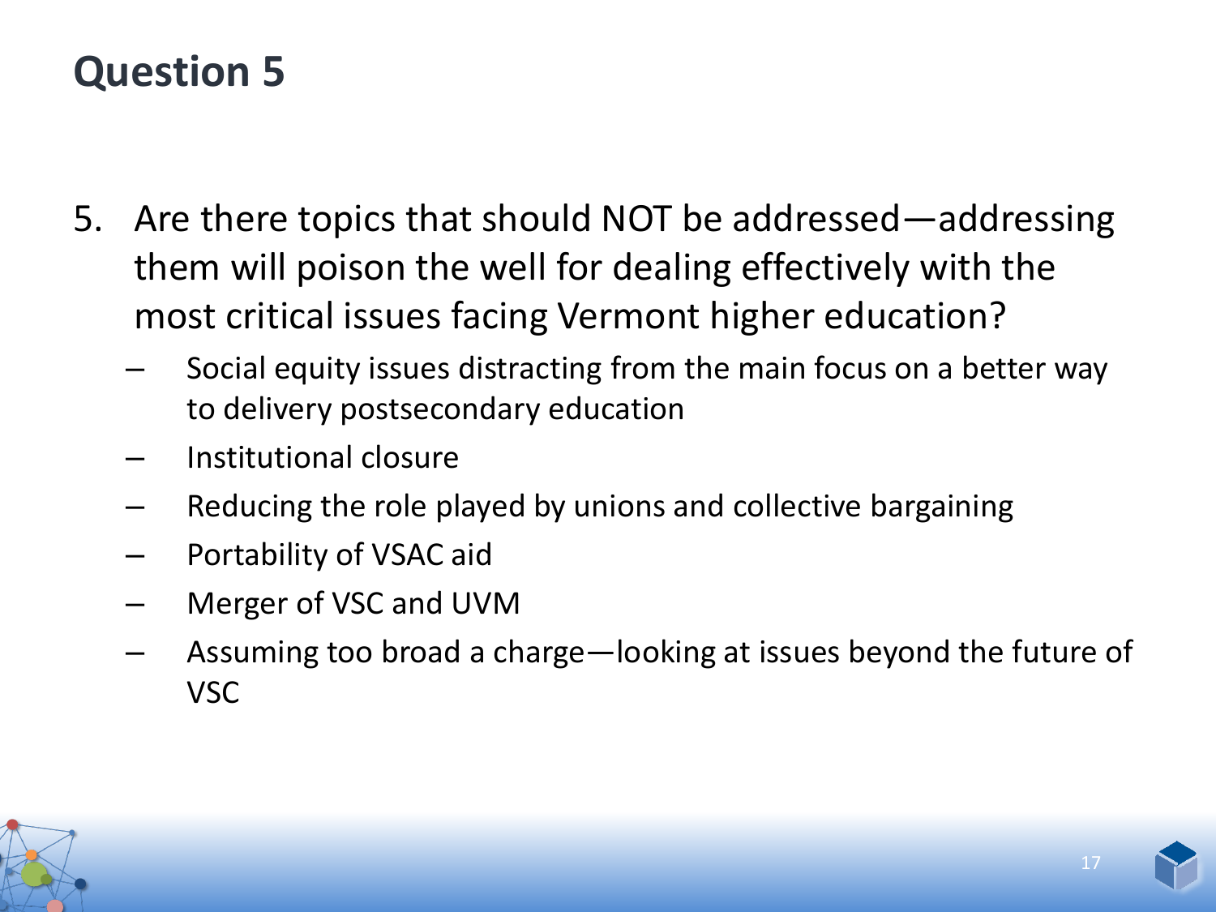# Question 5

5. Are there topics that should NOT be addressed—addressing them will poison the well for dealing effectively with the most critical issues facing Vermont higher education?
   - Social equity issues distracting from the main focus on a better way to delivery postsecondary education
   - Institutional closure
   - Reducing the role played by unions and collective bargaining
   - Portability of VSAC aid
   - Merger of VSC and UVM
   - Assuming too broad a charge—looking at issues beyond the future of VSC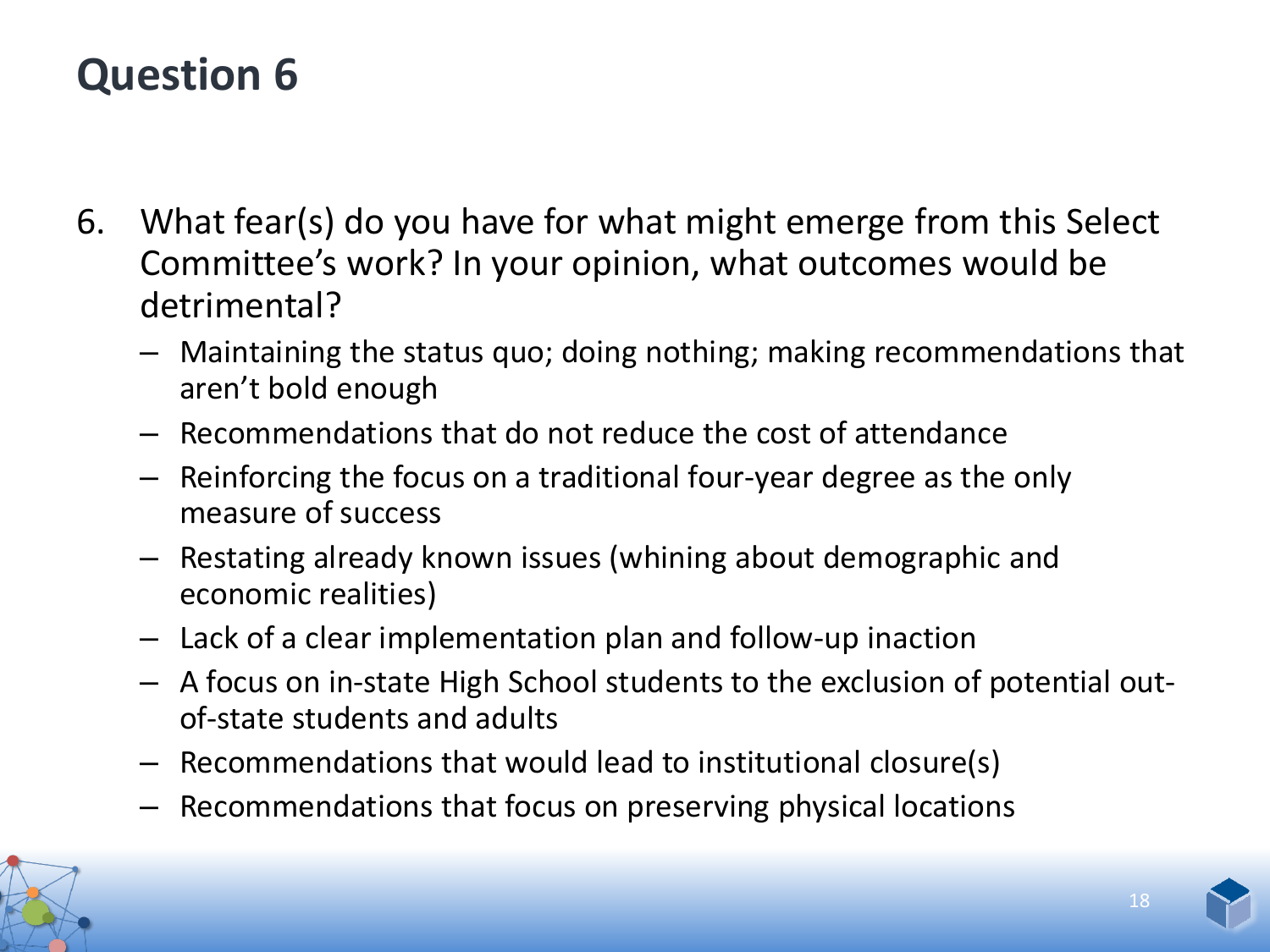# Question 6

6. What fear(s) do you have for what might emerge from this Select Committee's work? In your opinion, what outcomes would be detrimental?
   - Maintaining the status quo; doing nothing; making recommendations that aren't bold enough
   - Recommendations that do not reduce the cost of attendance
   - Reinforcing the focus on a traditional four-year degree as the only measure of success
   - Restating already known issues (whining about demographic and economic realities)
   - Lack of a clear implementation plan and follow-up inaction
   - A focus on in-state High School students to the exclusion of potential out-of-state students and adults
   - Recommendations that would lead to institutional closure(s)
   - Recommendations that focus on preserving physical locations